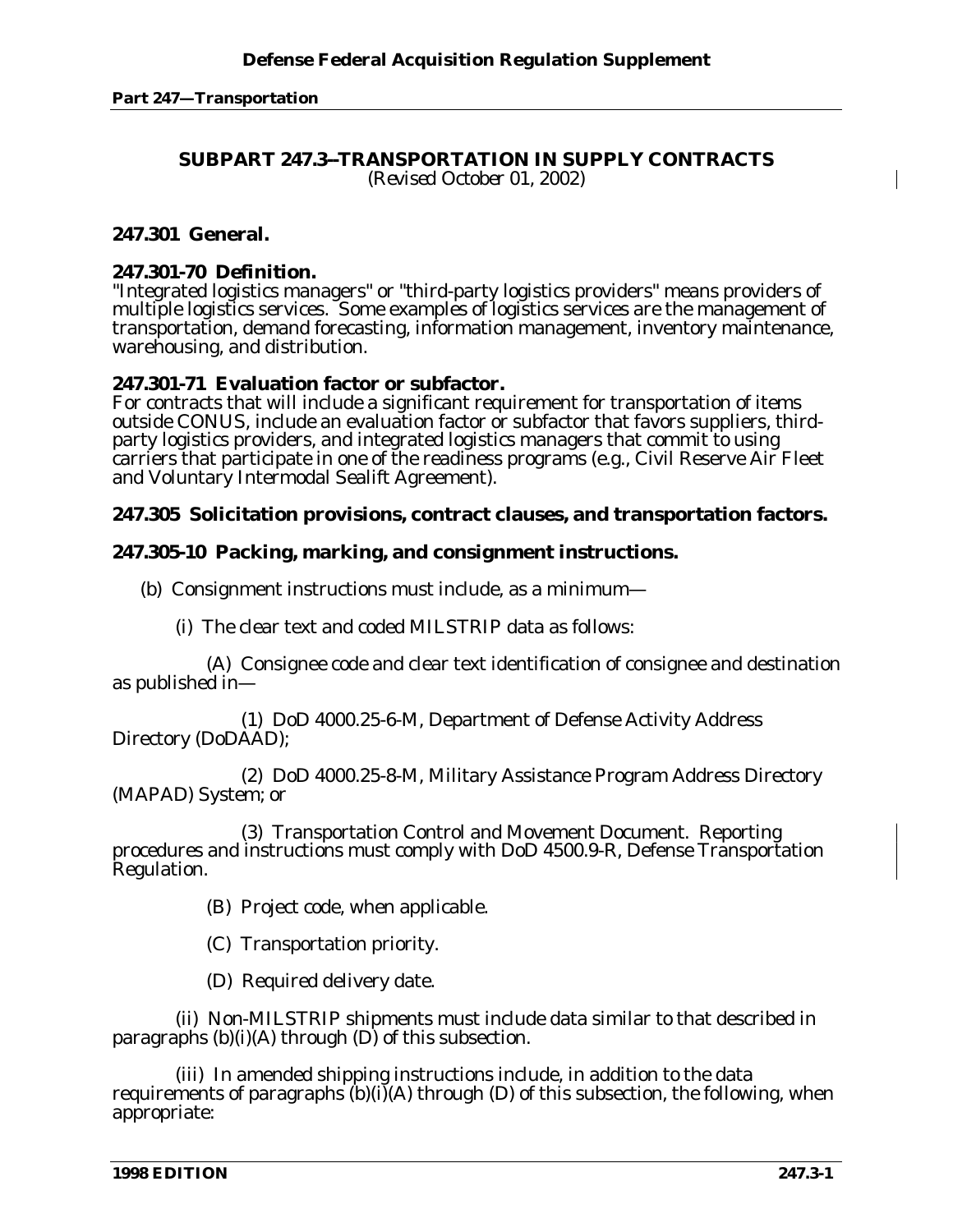## SUBPART 247.3--TRANSPORTATION IN SUPPLY CONTRACTS

*(Revised October 01, 2002)*

### 247.301 General.

### 247.301-70 Definition.

"Integrated logistics managers" or "third-party logistics providers" means providers of multiple logistics services. Some examples of logistics services are the management of transportation, demand forecasting, information management, inventory maintenance, warehousing, and distribution.

### 247.301-71 Evaluation factor or subfactor.

For contracts that will include a significant requirement for transportation of items outside CONUS, include an evaluation factor or subfactor that favors suppliers, third-party logistics providers, and integrated logistics managers that commit to using carriers that participate in one of the readiness programs (e.g., Civil Reserve Air Fleet and Voluntary Intermodal Sealift Agreement).

### 247.305 Solicitation provisions, contract clauses, and transportation factors.

### 247.305-10 Packing, marking, and consignment instructions.

(b) Consignment instructions must include, as a minimum—

(i) The clear text and coded MILSTRIP data as follows:

(A) Consignee code and clear text identification of consignee and destination as published in—

(*1*) DoD 4000.25-6-M, Department of Defense Activity Address Directory (DoDAAD);

(*2*) DoD 4000.25-8-M, Military Assistance Program Address Directory (MAPAD) System; or

(*3*) Transportation Control and Movement Document. Reporting procedures and instructions must comply with DoD 4500.9-R, Defense Transportation Regulation.

(B) Project code, when applicable.

(C) Transportation priority.

(D) Required delivery date.

(ii) Non-MILSTRIP shipments must include data similar to that described in paragraphs (b)(i)(A) through (D) of this subsection.

(iii) In amended shipping instructions include, in addition to the data requirements of paragraphs (b)(i)(A) through (D) of this subsection, the following, when appropriate: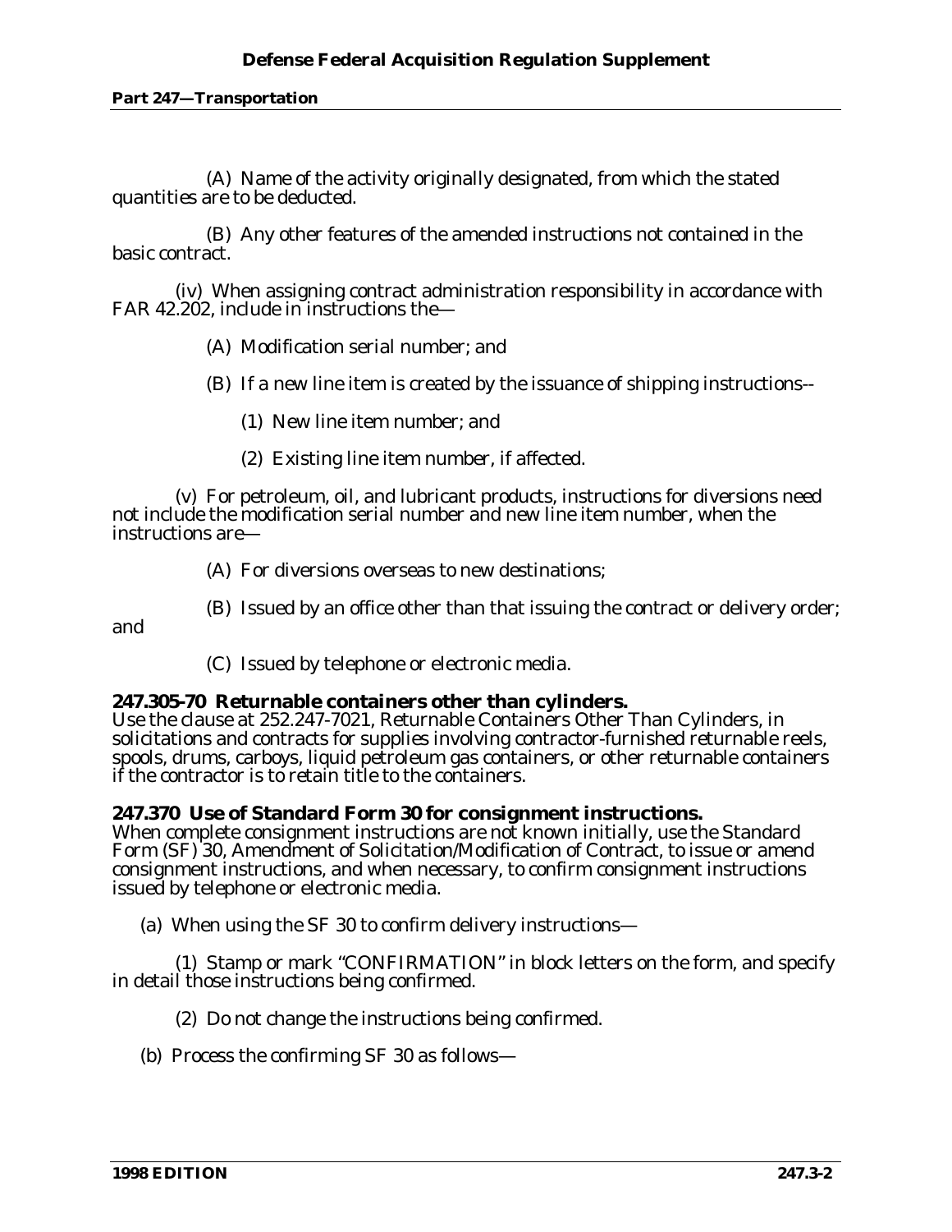(A) Name of the activity originally designated, from which the stated quantities are to be deducted.

(B) Any other features of the amended instructions not contained in the basic contract.

(iv) When assigning contract administration responsibility in accordance with FAR 42.202, include in instructions the—

(A) Modification serial number; and

(B) If a new line item is created by the issuance of shipping instructions--

(1) New line item number; and

(2) Existing line item number, if affected.

(v) For petroleum, oil, and lubricant products, instructions for diversions need not include the modification serial number and new line item number, when the instructions are—

(A) For diversions overseas to new destinations;

(B) Issued by an office other than that issuing the contract or delivery order; and

(C) Issued by telephone or electronic media.

**247.305-70 Returnable containers other than cylinders.**
Use the clause at 252.247-7021, Returnable Containers Other Than Cylinders, in solicitations and contracts for supplies involving contractor-furnished returnable reels, spools, drums, carboys, liquid petroleum gas containers, or other returnable containers if the contractor is to retain title to the containers.

**247.370 Use of Standard Form 30 for consignment instructions.**
When complete consignment instructions are not known initially, use the Standard Form (SF) 30, Amendment of Solicitation/Modification of Contract, to issue or amend consignment instructions, and when necessary, to confirm consignment instructions issued by telephone or electronic media.

(a) When using the SF 30 to confirm delivery instructions—

(1) Stamp or mark "CONFIRMATION" in block letters on the form, and specify in detail those instructions being confirmed.

(2) Do not change the instructions being confirmed.

(b) Process the confirming SF 30 as follows—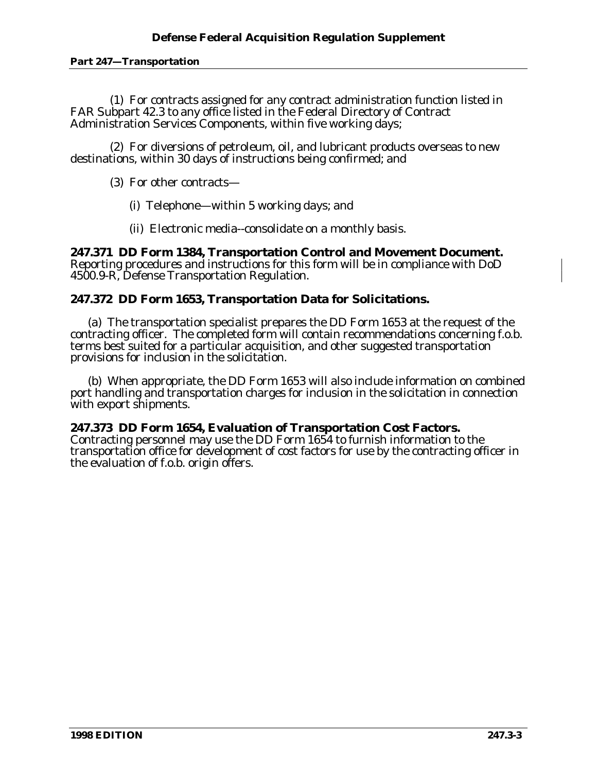(1) For contracts assigned for any contract administration function listed in FAR Subpart 42.3 to any office listed in the Federal Directory of Contract Administration Services Components, within five working days;

(2) For diversions of petroleum, oil, and lubricant products overseas to new destinations, within 30 days of instructions being confirmed; and

(3) For other contracts—

(i) Telephone—within 5 working days; and

(ii) Electronic media--consolidate on a monthly basis.

**247.371 DD Form 1384, Transportation Control and Movement Document.** Reporting procedures and instructions for this form will be in compliance with DoD 4500.9-R, Defense Transportation Regulation.

**247.372 DD Form 1653, Transportation Data for Solicitations.**

(a) The transportation specialist prepares the DD Form 1653 at the request of the contracting officer. The completed form will contain recommendations concerning f.o.b. terms best suited for a particular acquisition, and other suggested transportation provisions for inclusion in the solicitation.

(b) When appropriate, the DD Form 1653 will also include information on combined port handling and transportation charges for inclusion in the solicitation in connection with export shipments.

**247.373 DD Form 1654, Evaluation of Transportation Cost Factors.** Contracting personnel may use the DD Form 1654 to furnish information to the transportation office for development of cost factors for use by the contracting officer in the evaluation of f.o.b. origin offers.